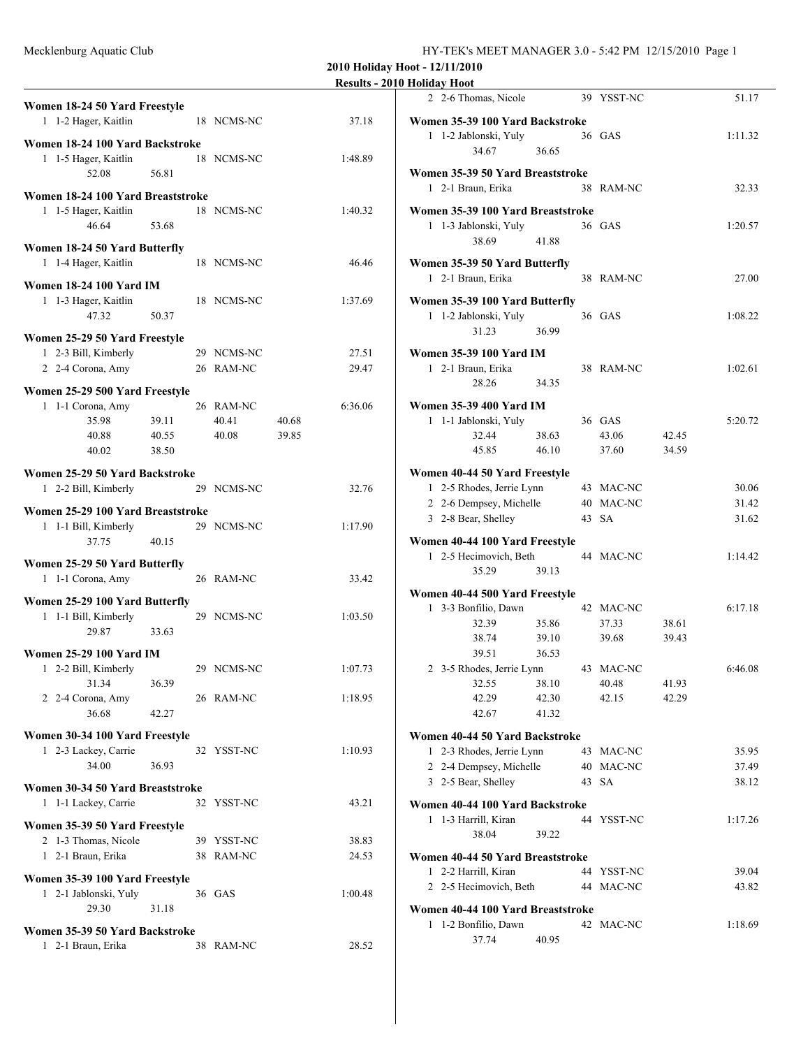**2010 Holiday Hoot - 12/11/2010**

**Results - 2010 Holiday Hoot**

#### Women 18-24 50 Yard Freestyle

```
 1 1-2 Hager, Kaitlin          18 NCMS-NC                 37.18
```

#### Women 18-24 100 Yard Backstroke

```
 1 1-5 Hager, Kaitlin          18 NCMS-NC               1:48.89
         52.08      56.81
```

#### Women 18-24 100 Yard Breaststroke

```
 1 1-5 Hager, Kaitlin          18 NCMS-NC               1:40.32
         46.64      53.68
```

#### Women 18-24 50 Yard Butterfly

```
 1 1-4 Hager, Kaitlin          18 NCMS-NC                 46.46
```

#### Women 18-24 100 Yard IM

```
 1 1-3 Hager, Kaitlin          18 NCMS-NC               1:37.69
         47.32      50.37
```

#### Women 25-29 50 Yard Freestyle

```
 1 2-3 Bill, Kimberly          29 NCMS-NC                 27.51
 2 2-4 Corona, Amy             26 RAM-NC                  29.47
```

#### Women 25-29 500 Yard Freestyle

```
 1 1-1 Corona, Amy             26 RAM-NC                6:36.06
         35.98      39.11      40.41      40.68
         40.88      40.55      40.08      39.85
         40.02      38.50
```

#### Women 25-29 50 Yard Backstroke

```
 1 2-2 Bill, Kimberly          29 NCMS-NC                 32.76
```

#### Women 25-29 100 Yard Breaststroke

```
 1 1-1 Bill, Kimberly          29 NCMS-NC               1:17.90
         37.75      40.15
```

#### Women 25-29 50 Yard Butterfly

```
 1 1-1 Corona, Amy             26 RAM-NC                  33.42
```

#### Women 25-29 100 Yard Butterfly

```
 1 1-1 Bill, Kimberly          29 NCMS-NC               1:03.50
         29.87      33.63
```

#### Women 25-29 100 Yard IM

```
 1 2-2 Bill, Kimberly          29 NCMS-NC               1:07.73
         31.34      36.39
 2 2-4 Corona, Amy             26 RAM-NC                1:18.95
         36.68      42.27
```

#### Women 30-34 100 Yard Freestyle

```
 1 2-3 Lackey, Carrie          32 YSST-NC               1:10.93
         34.00      36.93
```

#### Women 30-34 50 Yard Breaststroke

```
 1 1-1 Lackey, Carrie          32 YSST-NC                 43.21
```

#### Women 35-39 50 Yard Freestyle

```
 2 1-3 Thomas, Nicole          39 YSST-NC                 38.83
 1 2-1 Braun, Erika            38 RAM-NC                  24.53
```

#### Women 35-39 100 Yard Freestyle

```
 1 2-1 Jablonski, Yuly         36 GAS                   1:00.48
         29.30      31.18
```

#### Women 35-39 50 Yard Backstroke

```
 1 2-1 Braun, Erika            38 RAM-NC                  28.52
 2 2-6 Thomas, Nicole          39 YSST-NC                 51.17
```

#### Women 35-39 100 Yard Backstroke

```
 1 1-2 Jablonski, Yuly         36 GAS                   1:11.32
         34.67      36.65
```

#### Women 35-39 50 Yard Breaststroke

```
 1 2-1 Braun, Erika            38 RAM-NC                  32.33
```

#### Women 35-39 100 Yard Breaststroke

```
 1 1-3 Jablonski, Yuly         36 GAS                   1:20.57
         38.69      41.88
```

#### Women 35-39 50 Yard Butterfly

```
 1 2-1 Braun, Erika            38 RAM-NC                  27.00
```

#### Women 35-39 100 Yard Butterfly

```
 1 1-2 Jablonski, Yuly         36 GAS                   1:08.22
         31.23      36.99
```

#### Women 35-39 100 Yard IM

```
 1 2-1 Braun, Erika            38 RAM-NC                1:02.61
         28.26      34.35
```

#### Women 35-39 400 Yard IM

```
 1 1-1 Jablonski, Yuly         36 GAS                   5:20.72
         32.44      38.63      43.06      42.45
         45.85      46.10      37.60      34.59
```

#### Women 40-44 50 Yard Freestyle

```
 1 2-5 Rhodes, Jerrie Lynn     43 MAC-NC                  30.06
 2 2-6 Dempsey, Michelle       40 MAC-NC                  31.42
 3 2-8 Bear, Shelley           43 SA                      31.62
```

#### Women 40-44 100 Yard Freestyle

```
 1 2-5 Hecimovich, Beth        44 MAC-NC                1:14.42
         35.29      39.13
```

#### Women 40-44 500 Yard Freestyle

```
 1 3-3 Bonfilio, Dawn          42 MAC-NC                6:17.18
         32.39      35.86      37.33      38.61
         38.74      39.10      39.68      39.43
         39.51      36.53
 2 3-5 Rhodes, Jerrie Lynn     43 MAC-NC                6:46.08
         32.55      38.10      40.48      41.93
         42.29      42.30      42.15      42.29
         42.67      41.32
```

#### Women 40-44 50 Yard Backstroke

```
 1 2-3 Rhodes, Jerrie Lynn     43 MAC-NC                  35.95
 2 2-4 Dempsey, Michelle       40 MAC-NC                  37.49
 3 2-5 Bear, Shelley           43 SA                      38.12
```

#### Women 40-44 100 Yard Backstroke

```
 1 1-3 Harrill, Kiran          44 YSST-NC               1:17.26
         38.04      39.22
```

#### Women 40-44 50 Yard Breaststroke

```
 1 2-2 Harrill, Kiran          44 YSST-NC                 39.04
 2 2-5 Hecimovich, Beth        44 MAC-NC                  43.82
```

#### Women 40-44 100 Yard Breaststroke

```
 1 1-2 Bonfilio, Dawn          42 MAC-NC                1:18.69
         37.74      40.95
```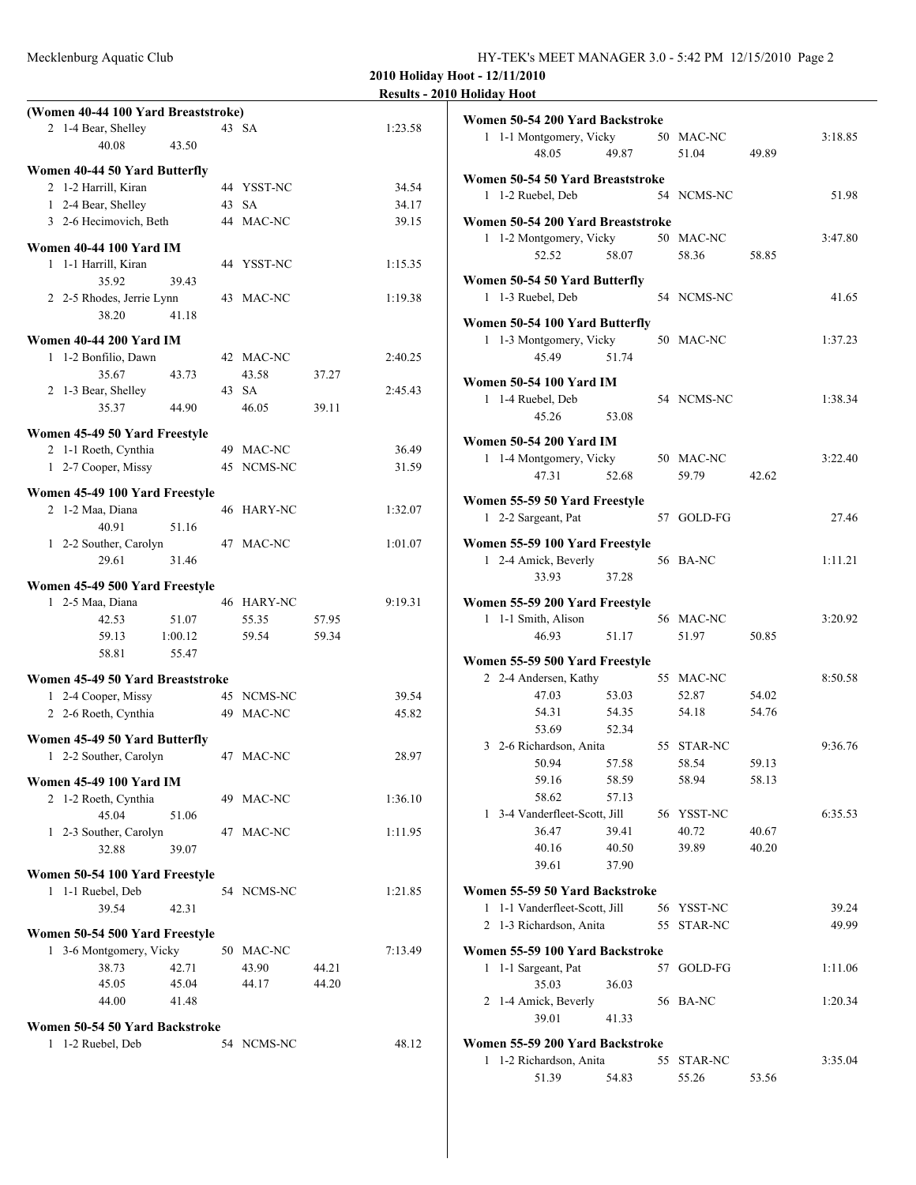**2010 Holiday Hoot - 12/11/2010**

**Results - 2010 Holiday Hoot**

### (Women 40-44 100 Yard Breaststroke)

```
  2  1-4 Bear, Shelley          43 SA                    1:23.58
         40.08      43.50
```

### Women 40-44 50 Yard Butterfly

```
  2  1-2 Harrill, Kiran         44 YSST-NC                 34.54
  1  2-4 Bear, Shelley          43 SA                      34.17
  3  2-6 Hecimovich, Beth       44 MAC-NC                  39.15
```

### Women 40-44 100 Yard IM

```
  1  1-1 Harrill, Kiran         44 YSST-NC               1:15.35
         35.92      39.43
  2  2-5 Rhodes, Jerrie Lynn    43 MAC-NC                1:19.38
         38.20      41.18
```

### Women 40-44 200 Yard IM

```
  1  1-2 Bonfilio, Dawn         42 MAC-NC                2:40.25
         35.67      43.73      43.58      37.27
  2  1-3 Bear, Shelley          43 SA                    2:45.43
         35.37      44.90      46.05      39.11
```

### Women 45-49 50 Yard Freestyle

```
  2  1-1 Roeth, Cynthia         49 MAC-NC                  36.49
  1  2-7 Cooper, Missy          45 NCMS-NC                 31.59
```

### Women 45-49 100 Yard Freestyle

```
  2  1-2 Maa, Diana             46 HARY-NC               1:32.07
         40.91      51.16
  1  2-2 Souther, Carolyn       47 MAC-NC                1:01.07
         29.61      31.46
```

### Women 45-49 500 Yard Freestyle

```
  1  2-5 Maa, Diana             46 HARY-NC               9:19.31
         42.53      51.07      55.35      57.95
         59.13    1:00.12      59.54      59.34
         58.81      55.47
```

### Women 45-49 50 Yard Breaststroke

```
  1  2-4 Cooper, Missy          45 NCMS-NC                 39.54
  2  2-6 Roeth, Cynthia         49 MAC-NC                  45.82
```

### Women 45-49 50 Yard Butterfly

```
  1  2-2 Souther, Carolyn       47 MAC-NC                  28.97
```

### Women 45-49 100 Yard IM

```
  2  1-2 Roeth, Cynthia         49 MAC-NC                1:36.10
         45.04      51.06
  1  2-3 Souther, Carolyn       47 MAC-NC                1:11.95
         32.88      39.07
```

### Women 50-54 100 Yard Freestyle

```
  1  1-1 Ruebel, Deb            54 NCMS-NC               1:21.85
         39.54      42.31
```

### Women 50-54 500 Yard Freestyle

```
  1  3-6 Montgomery, Vicky      50 MAC-NC                7:13.49
         38.73      42.71      43.90      44.21
         45.05      45.04      44.17      44.20
         44.00      41.48
```

### Women 50-54 50 Yard Backstroke

```
  1  1-2 Ruebel, Deb            54 NCMS-NC                 48.12
```

### Women 50-54 200 Yard Backstroke

```
  1  1-1 Montgomery, Vicky      50 MAC-NC                3:18.85
         48.05      49.87      51.04      49.89
```

### Women 50-54 50 Yard Breaststroke

```
  1  1-2 Ruebel, Deb            54 NCMS-NC                 51.98
```

### Women 50-54 200 Yard Breaststroke

```
  1  1-2 Montgomery, Vicky      50 MAC-NC                3:47.80
         52.52      58.07      58.36      58.85
```

### Women 50-54 50 Yard Butterfly

```
  1  1-3 Ruebel, Deb            54 NCMS-NC                 41.65
```

### Women 50-54 100 Yard Butterfly

```
  1  1-3 Montgomery, Vicky      50 MAC-NC                1:37.23
         45.49      51.74
```

### Women 50-54 100 Yard IM

```
  1  1-4 Ruebel, Deb            54 NCMS-NC               1:38.34
         45.26      53.08
```

### Women 50-54 200 Yard IM

```
  1  1-4 Montgomery, Vicky      50 MAC-NC                3:22.40
         47.31      52.68      59.79      42.62
```

### Women 55-59 50 Yard Freestyle

```
  1  2-2 Sargeant, Pat          57 GOLD-FG                 27.46
```

### Women 55-59 100 Yard Freestyle

```
  1  2-4 Amick, Beverly         56 BA-NC                 1:11.21
         33.93      37.28
```

### Women 55-59 200 Yard Freestyle

```
  1  1-1 Smith, Alison          56 MAC-NC                3:20.92
         46.93      51.17      51.97      50.85
```

### Women 55-59 500 Yard Freestyle

```
  2  2-4 Andersen, Kathy        55 MAC-NC                8:50.58
         47.03      53.03      52.87      54.02
         54.31      54.35      54.18      54.76
         53.69      52.34
  3  2-6 Richardson, Anita      55 STAR-NC               9:36.76
         50.94      57.58      58.54      59.13
         59.16      58.59      58.94      58.13
         58.62      57.13
  1  3-4 Vanderfleet-Scott, Jill 56 YSST-NC              6:35.53
         36.47      39.41      40.72      40.67
         40.16      40.50      39.89      40.20
         39.61      37.90
```

### Women 55-59 50 Yard Backstroke

```
  1  1-1 Vanderfleet-Scott, Jill 56 YSST-NC                39.24
  2  1-3 Richardson, Anita      55 STAR-NC                 49.99
```

### Women 55-59 100 Yard Backstroke

```
  1  1-1 Sargeant, Pat          57 GOLD-FG               1:11.06
         35.03      36.03
  2  1-4 Amick, Beverly         56 BA-NC                 1:20.34
         39.01      41.33
```

### Women 55-59 200 Yard Backstroke

```
  1  1-2 Richardson, Anita      55 STAR-NC               3:35.04
         51.39      54.83      55.26      53.56
```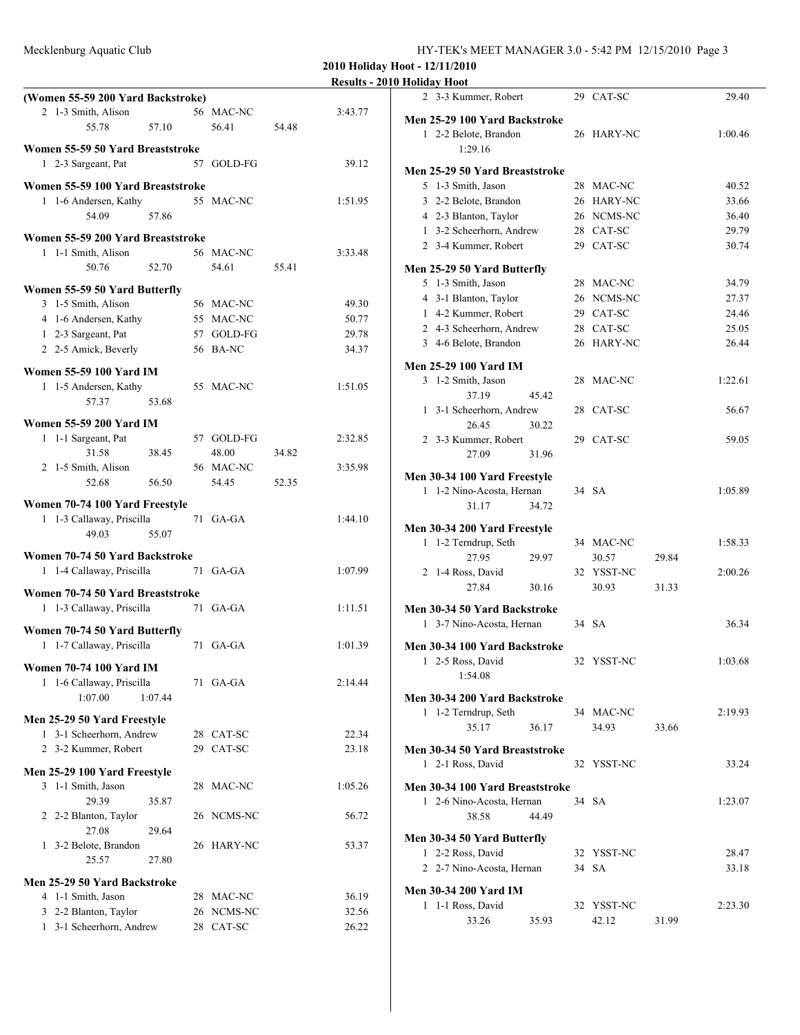**2010 Holiday Hoot - 12/11/2010**

**Results - 2010 Holiday Hoot**

**(Women 55-59 200 Yard Backstroke)**

```
  2  1-3 Smith, Alison            56  MAC-NC              3:43.77
          55.78      57.10           56.41      54.48
```

**Women 55-59 50 Yard Breaststroke**

```
  1  2-3 Sargeant, Pat            57  GOLD-FG               39.12
```

**Women 55-59 100 Yard Breaststroke**

```
  1  1-6 Andersen, Kathy          55  MAC-NC              1:51.95
          54.09      57.86
```

**Women 55-59 200 Yard Breaststroke**

```
  1  1-1 Smith, Alison            56  MAC-NC              3:33.48
          50.76      52.70           54.61      55.41
```

**Women 55-59 50 Yard Butterfly**

```
  3  1-5 Smith, Alison            56  MAC-NC                49.30
  4  1-6 Andersen, Kathy          55  MAC-NC                50.77
  1  2-3 Sargeant, Pat            57  GOLD-FG               29.78
  2  2-5 Amick, Beverly           56  BA-NC                 34.37
```

**Women 55-59 100 Yard IM**

```
  1  1-5 Andersen, Kathy          55  MAC-NC              1:51.05
          57.37      53.68
```

**Women 55-59 200 Yard IM**

```
  1  1-1 Sargeant, Pat            57  GOLD-FG             2:32.85
          31.58      38.45           48.00      34.82
  2  1-5 Smith, Alison            56  MAC-NC              3:35.98
          52.68      56.50           54.45      52.35
```

**Women 70-74 100 Yard Freestyle**

```
  1  1-3 Callaway, Priscilla      71  GA-GA               1:44.10
          49.03      55.07
```

**Women 70-74 50 Yard Backstroke**

```
  1  1-4 Callaway, Priscilla      71  GA-GA               1:07.99
```

**Women 70-74 50 Yard Breaststroke**

```
  1  1-3 Callaway, Priscilla      71  GA-GA               1:11.51
```

**Women 70-74 50 Yard Butterfly**

```
  1  1-7 Callaway, Priscilla      71  GA-GA               1:01.39
```

**Women 70-74 100 Yard IM**

```
  1  1-6 Callaway, Priscilla      71  GA-GA               2:14.44
        1:07.00    1:07.44
```

**Men 25-29 50 Yard Freestyle**

```
  1  3-1 Scheerhorn, Andrew       28  CAT-SC                22.34
  2  3-2 Kummer, Robert           29  CAT-SC                23.18
```

**Men 25-29 100 Yard Freestyle**

```
  3  1-1 Smith, Jason             28  MAC-NC              1:05.26
          29.39      35.87
  2  2-2 Blanton, Taylor          26  NCMS-NC               56.72
          27.08      29.64
  1  3-2 Belote, Brandon          26  HARY-NC               53.37
          25.57      27.80
```

**Men 25-29 50 Yard Backstroke**

```
  4  1-1 Smith, Jason             28  MAC-NC                36.19
  3  2-2 Blanton, Taylor          26  NCMS-NC               32.56
  1  3-1 Scheerhorn, Andrew       28  CAT-SC                26.22
  2  3-3 Kummer, Robert           29  CAT-SC                29.40
```

**Men 25-29 100 Yard Backstroke**

```
  1  2-2 Belote, Brandon          26  HARY-NC             1:00.46
        1:29.16
```

**Men 25-29 50 Yard Breaststroke**

```
  5  1-3 Smith, Jason             28  MAC-NC                40.52
  3  2-2 Belote, Brandon          26  HARY-NC               33.66
  4  2-3 Blanton, Taylor          26  NCMS-NC               36.40
  1  3-2 Scheerhorn, Andrew       28  CAT-SC                29.79
  2  3-4 Kummer, Robert           29  CAT-SC                30.74
```

**Men 25-29 50 Yard Butterfly**

```
  5  1-3 Smith, Jason             28  MAC-NC                34.79
  4  3-1 Blanton, Taylor          26  NCMS-NC               27.37
  1  4-2 Kummer, Robert           29  CAT-SC                24.46
  2  4-3 Scheerhorn, Andrew       28  CAT-SC                25.05
  3  4-6 Belote, Brandon          26  HARY-NC               26.44
```

**Men 25-29 100 Yard IM**

```
  3  1-2 Smith, Jason             28  MAC-NC              1:22.61
          37.19      45.42
  1  3-1 Scheerhorn, Andrew       28  CAT-SC                56.67
          26.45      30.22
  2  3-3 Kummer, Robert           29  CAT-SC                59.05
          27.09      31.96
```

**Men 30-34 100 Yard Freestyle**

```
  1  1-2 Nino-Acosta, Hernan      34  SA                  1:05.89
          31.17      34.72
```

**Men 30-34 200 Yard Freestyle**

```
  1  1-2 Terndrup, Seth           34  MAC-NC              1:58.33
          27.95      29.97           30.57      29.84
  2  1-4 Ross, David              32  YSST-NC             2:00.26
          27.84      30.16           30.93      31.33
```

**Men 30-34 50 Yard Backstroke**

```
  1  3-7 Nino-Acosta, Hernan      34  SA                    36.34
```

**Men 30-34 100 Yard Backstroke**

```
  1  2-5 Ross, David              32  YSST-NC             1:03.68
        1:54.08
```

**Men 30-34 200 Yard Backstroke**

```
  1  1-2 Terndrup, Seth           34  MAC-NC              2:19.93
          35.17      36.17           34.93      33.66
```

**Men 30-34 50 Yard Breaststroke**

```
  1  2-1 Ross, David              32  YSST-NC               33.24
```

**Men 30-34 100 Yard Breaststroke**

```
  1  2-6 Nino-Acosta, Hernan      34  SA                  1:23.07
          38.58      44.49
```

**Men 30-34 50 Yard Butterfly**

```
  1  2-2 Ross, David              32  YSST-NC               28.47
  2  2-7 Nino-Acosta, Hernan      34  SA                    33.18
```

**Men 30-34 200 Yard IM**

```
  1  1-1 Ross, David              32  YSST-NC             2:23.30
          33.26      35.93           42.12      31.99
```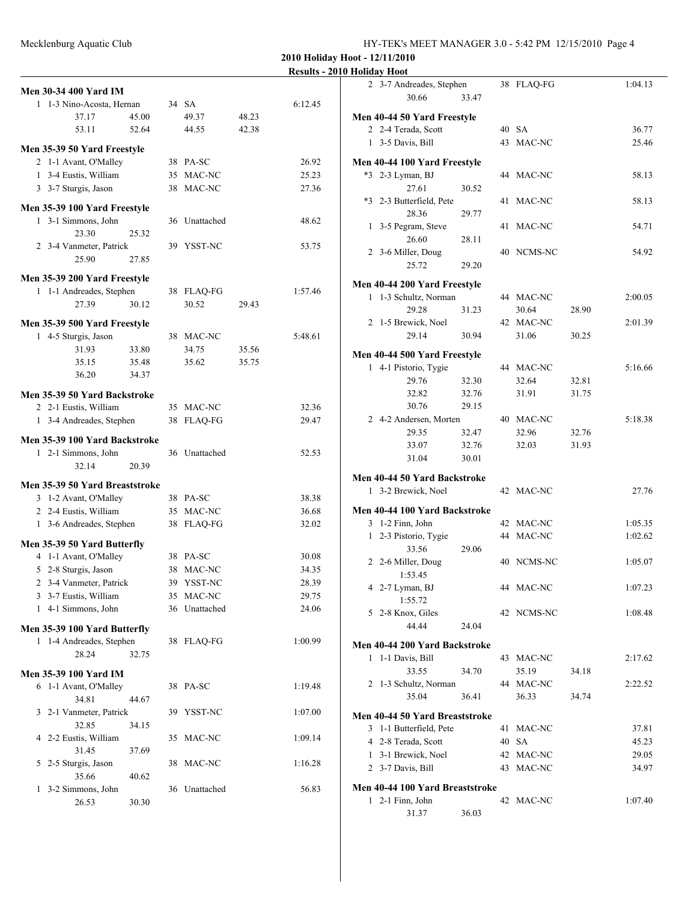# 2010 Holiday Hoot - 12/11/2010

## Results - 2010 Holiday Hoot

### Men 30-34 400 Yard IM

```
  1  1-3 Nino-Acosta, Hernan       34 SA                     6:12.45
         37.17     45.00      49.37     48.23
         53.11     52.64      44.55     42.38
```

### Men 35-39 50 Yard Freestyle

```
  2  1-1 Avant, O'Malley           38 PA-SC                    26.92
  1  3-4 Eustis, William           35 MAC-NC                   25.23
  3  3-7 Sturgis, Jason            38 MAC-NC                   27.36
```

### Men 35-39 100 Yard Freestyle

```
  1  3-1 Simmons, John             36 Unattached               48.62
         23.30     25.32
  2  3-4 Vanmeter, Patrick         39 YSST-NC                  53.75
         25.90     27.85
```

### Men 35-39 200 Yard Freestyle

```
  1  1-1 Andreades, Stephen        38 FLAQ-FG                1:57.46
         27.39     30.12      30.52     29.43
```

### Men 35-39 500 Yard Freestyle

```
  1  4-5 Sturgis, Jason            38 MAC-NC                 5:48.61
         31.93     33.80      34.75     35.56
         35.15     35.48      35.62     35.75
         36.20     34.37
```

### Men 35-39 50 Yard Backstroke

```
  2  2-1 Eustis, William           35 MAC-NC                   32.36
  1  3-4 Andreades, Stephen        38 FLAQ-FG                  29.47
```

### Men 35-39 100 Yard Backstroke

```
  1  2-1 Simmons, John             36 Unattached               52.53
         32.14     20.39
```

### Men 35-39 50 Yard Breaststroke

```
  3  1-2 Avant, O'Malley           38 PA-SC                    38.38
  2  2-4 Eustis, William           35 MAC-NC                   36.68
  1  3-6 Andreades, Stephen        38 FLAQ-FG                  32.02
```

### Men 35-39 50 Yard Butterfly

```
  4  1-1 Avant, O'Malley           38 PA-SC                    30.08
  5  2-8 Sturgis, Jason            38 MAC-NC                   34.35
  2  3-4 Vanmeter, Patrick         39 YSST-NC                  28.39
  3  3-7 Eustis, William           35 MAC-NC                   29.75
  1  4-1 Simmons, John             36 Unattached               24.06
```

### Men 35-39 100 Yard Butterfly

```
  1  1-4 Andreades, Stephen        38 FLAQ-FG                1:00.99
         28.24     32.75
```

### Men 35-39 100 Yard IM

```
  6  1-1 Avant, O'Malley           38 PA-SC                  1:19.48
         34.81     44.67
  3  2-1 Vanmeter, Patrick         39 YSST-NC                1:07.00
         32.85     34.15
  4  2-2 Eustis, William           35 MAC-NC                 1:09.14
         31.45     37.69
  5  2-5 Sturgis, Jason            38 MAC-NC                 1:16.28
         35.66     40.62
  1  3-2 Simmons, John             36 Unattached               56.83
         26.53     30.30
  2  3-7 Andreades, Stephen        38 FLAQ-FG                1:04.13
         30.66     33.47
```

### Men 40-44 50 Yard Freestyle

```
  2  2-4 Terada, Scott             40 SA                       36.77
  1  3-5 Davis, Bill               43 MAC-NC                   25.46
```

### Men 40-44 100 Yard Freestyle

```
 *3  2-3 Lyman, BJ                 44 MAC-NC                   58.13
         27.61     30.52
 *3  2-3 Butterfield, Pete         41 MAC-NC                   58.13
         28.36     29.77
  1  3-5 Pegram, Steve             41 MAC-NC                   54.71
         26.60     28.11
  2  3-6 Miller, Doug              40 NCMS-NC                  54.92
         25.72     29.20
```

### Men 40-44 200 Yard Freestyle

```
  1  1-3 Schultz, Norman           44 MAC-NC                 2:00.05
         29.28     31.23      30.64     28.90
  2  1-5 Brewick, Noel             42 MAC-NC                 2:01.39
         29.14     30.94      31.06     30.25
```

### Men 40-44 500 Yard Freestyle

```
  1  4-1 Pistorio, Tygie           44 MAC-NC                 5:16.66
         29.76     32.30      32.64     32.81
         32.82     32.76      31.91     31.75
         30.76     29.15
  2  4-2 Andersen, Morten          40 MAC-NC                 5:18.38
         29.35     32.47      32.96     32.76
         33.07     32.76      32.03     31.93
         31.04     30.01
```

### Men 40-44 50 Yard Backstroke

```
  1  3-2 Brewick, Noel             42 MAC-NC                   27.76
```

### Men 40-44 100 Yard Backstroke

```
  3  1-2 Finn, John                42 MAC-NC                 1:05.35
  1  2-3 Pistorio, Tygie           44 MAC-NC                 1:02.62
         33.56     29.06
  2  2-6 Miller, Doug              40 NCMS-NC                1:05.07
         1:53.45
  4  2-7 Lyman, BJ                 44 MAC-NC                 1:07.23
         1:55.72
  5  2-8 Knox, Giles               42 NCMS-NC                1:08.48
         44.44     24.04
```

### Men 40-44 200 Yard Backstroke

```
  1  1-1 Davis, Bill               43 MAC-NC                 2:17.62
         33.55     34.70      35.19     34.18
  2  1-3 Schultz, Norman           44 MAC-NC                 2:22.52
         35.04     36.41      36.33     34.74
```

### Men 40-44 50 Yard Breaststroke

```
  3  1-1 Butterfield, Pete         41 MAC-NC                   37.81
  4  2-8 Terada, Scott             40 SA                       45.23
  1  3-1 Brewick, Noel             42 MAC-NC                   29.05
  2  3-7 Davis, Bill               43 MAC-NC                   34.97
```

### Men 40-44 100 Yard Breaststroke

```
  1  2-1 Finn, John                42 MAC-NC                 1:07.40
         31.37     36.03
```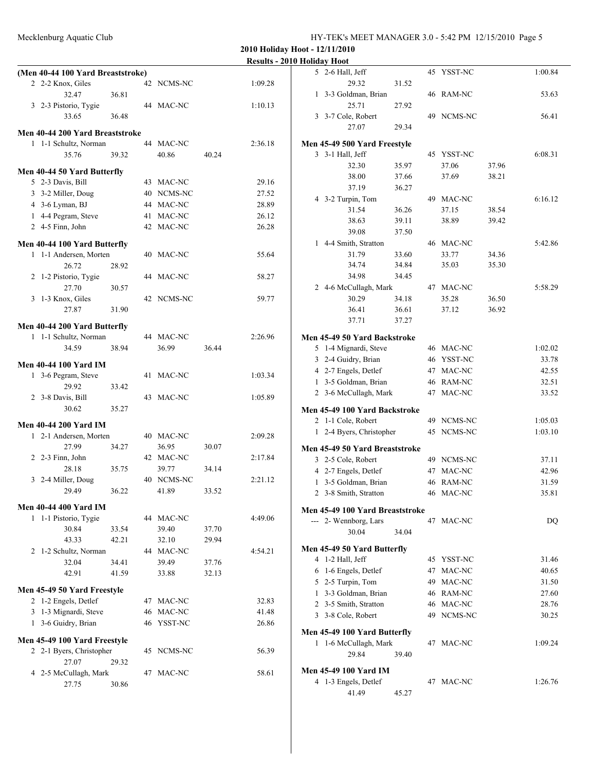**2010 Holiday Hoot - 12/11/2010**

**Results - 2010 Holiday Hoot**

**(Men 40-44 100 Yard Breaststroke)**

| | | | | |
|---|---|---|---|---|
| 2 2-2 Knox, Giles | | 42 NCMS-NC | | 1:09.28 |
| 32.47 | 36.81 | | | |
| 3 2-3 Pistorio, Tygie | | 44 MAC-NC | | 1:10.13 |
| 33.65 | 36.48 | | | |

**Men 40-44 200 Yard Breaststroke**

| | | | | |
|---|---|---|---|---|
| 1 1-1 Schultz, Norman | | 44 MAC-NC | | 2:36.18 |
| 35.76 | 39.32 | 40.86 | 40.24 | |

**Men 40-44 50 Yard Butterfly**

| | | |
|---|---|---|
| 5 2-3 Davis, Bill | 43 MAC-NC | 29.16 |
| 3 3-2 Miller, Doug | 40 NCMS-NC | 27.52 |
| 4 3-6 Lyman, BJ | 44 MAC-NC | 28.89 |
| 1 4-4 Pegram, Steve | 41 MAC-NC | 26.12 |
| 2 4-5 Finn, John | 42 MAC-NC | 26.28 |

**Men 40-44 100 Yard Butterfly**

| | | | |
|---|---|---|---|
| 1 1-1 Andersen, Morten | | 40 MAC-NC | 55.64 |
| 26.72 | 28.92 | | |
| 2 1-2 Pistorio, Tygie | | 44 MAC-NC | 58.27 |
| 27.70 | 30.57 | | |
| 3 1-3 Knox, Giles | | 42 NCMS-NC | 59.77 |
| 27.87 | 31.90 | | |

**Men 40-44 200 Yard Butterfly**

| | | | | |
|---|---|---|---|---|
| 1 1-1 Schultz, Norman | | 44 MAC-NC | | 2:26.96 |
| 34.59 | 38.94 | 36.99 | 36.44 | |

**Men 40-44 100 Yard IM**

| | | | |
|---|---|---|---|
| 1 3-6 Pegram, Steve | | 41 MAC-NC | 1:03.34 |
| 29.92 | 33.42 | | |
| 2 3-8 Davis, Bill | | 43 MAC-NC | 1:05.89 |
| 30.62 | 35.27 | | |

**Men 40-44 200 Yard IM**

| | | | | |
|---|---|---|---|---|
| 1 2-1 Andersen, Morten | | 40 MAC-NC | | 2:09.28 |
| 27.99 | 34.27 | 36.95 | 30.07 | |
| 2 2-3 Finn, John | | 42 MAC-NC | | 2:17.84 |
| 28.18 | 35.75 | 39.77 | 34.14 | |
| 3 2-4 Miller, Doug | | 40 NCMS-NC | | 2:21.12 |
| 29.49 | 36.22 | 41.89 | 33.52 | |

**Men 40-44 400 Yard IM**

| | | | | |
|---|---|---|---|---|
| 1 1-1 Pistorio, Tygie | | 44 MAC-NC | | 4:49.06 |
| 30.84 | 33.54 | 39.40 | 37.70 | |
| 43.33 | 42.21 | 32.10 | 29.94 | |
| 2 1-2 Schultz, Norman | | 44 MAC-NC | | 4:54.21 |
| 32.04 | 34.41 | 39.49 | 37.76 | |
| 42.91 | 41.59 | 33.88 | 32.13 | |

**Men 45-49 50 Yard Freestyle**

| | | |
|---|---|---|
| 2 1-2 Engels, Detlef | 47 MAC-NC | 32.83 |
| 3 1-3 Mignardi, Steve | 46 MAC-NC | 41.48 |
| 1 3-6 Guidry, Brian | 46 YSST-NC | 26.86 |

**Men 45-49 100 Yard Freestyle**

| | | | |
|---|---|---|---|
| 2 2-1 Byers, Christopher | | 45 NCMS-NC | 56.39 |
| 27.07 | 29.32 | | |
| 4 2-5 McCullagh, Mark | | 47 MAC-NC | 58.61 |
| 27.75 | 30.86 | | |
| 5 2-6 Hall, Jeff | | 45 YSST-NC | 1:00.84 |
| 29.32 | 31.52 | | |
| 1 3-3 Goldman, Brian | | 46 RAM-NC | 53.63 |
| 25.71 | 27.92 | | |
| 3 3-7 Cole, Robert | | 49 NCMS-NC | 56.41 |
| 27.07 | 29.34 | | |

**Men 45-49 500 Yard Freestyle**

| | | | | |
|---|---|---|---|---|
| 3 3-1 Hall, Jeff | | 45 YSST-NC | | 6:08.31 |
| 32.30 | 35.97 | 37.06 | 37.96 | |
| 38.00 | 37.66 | 37.69 | 38.21 | |
| 37.19 | 36.27 | | | |
| 4 3-2 Turpin, Tom | | 49 MAC-NC | | 6:16.12 |
| 31.54 | 36.26 | 37.15 | 38.54 | |
| 38.63 | 39.11 | 38.89 | 39.42 | |
| 39.08 | 37.50 | | | |
| 1 4-4 Smith, Stratton | | 46 MAC-NC | | 5:42.86 |
| 31.79 | 33.60 | 33.77 | 34.36 | |
| 34.74 | 34.84 | 35.03 | 35.30 | |
| 34.98 | 34.45 | | | |
| 2 4-6 McCullagh, Mark | | 47 MAC-NC | | 5:58.29 |
| 30.29 | 34.18 | 35.28 | 36.50 | |
| 36.41 | 36.61 | 37.12 | 36.92 | |
| 37.71 | 37.27 | | | |

**Men 45-49 50 Yard Backstroke**

| | | |
|---|---|---|
| 5 1-4 Mignardi, Steve | 46 MAC-NC | 1:02.02 |
| 3 2-4 Guidry, Brian | 46 YSST-NC | 33.78 |
| 4 2-7 Engels, Detlef | 47 MAC-NC | 42.55 |
| 1 3-5 Goldman, Brian | 46 RAM-NC | 32.51 |
| 2 3-6 McCullagh, Mark | 47 MAC-NC | 33.52 |

**Men 45-49 100 Yard Backstroke**

| | | |
|---|---|---|
| 2 1-1 Cole, Robert | 49 NCMS-NC | 1:05.03 |
| 1 2-4 Byers, Christopher | 45 NCMS-NC | 1:03.10 |

**Men 45-49 50 Yard Breaststroke**

| | | |
|---|---|---|
| 3 2-5 Cole, Robert | 49 NCMS-NC | 37.11 |
| 4 2-7 Engels, Detlef | 47 MAC-NC | 42.96 |
| 1 3-5 Goldman, Brian | 46 RAM-NC | 31.59 |
| 2 3-8 Smith, Stratton | 46 MAC-NC | 35.81 |

**Men 45-49 100 Yard Breaststroke**

| | | | |
|---|---|---|---|
| --- 2- Wennborg, Lars | | 47 MAC-NC | DQ |
| 30.04 | 34.04 | | |

**Men 45-49 50 Yard Butterfly**

| | | |
|---|---|---|
| 4 1-2 Hall, Jeff | 45 YSST-NC | 31.46 |
| 6 1-6 Engels, Detlef | 47 MAC-NC | 40.65 |
| 5 2-5 Turpin, Tom | 49 MAC-NC | 31.50 |
| 1 3-3 Goldman, Brian | 46 RAM-NC | 27.60 |
| 2 3-5 Smith, Stratton | 46 MAC-NC | 28.76 |
| 3 3-8 Cole, Robert | 49 NCMS-NC | 30.25 |

**Men 45-49 100 Yard Butterfly**

| | | | |
|---|---|---|---|
| 1 1-6 McCullagh, Mark | | 47 MAC-NC | 1:09.24 |
| 29.84 | 39.40 | | |

**Men 45-49 100 Yard IM**

| | | | |
|---|---|---|---|
| 4 1-3 Engels, Detlef | | 47 MAC-NC | 1:26.76 |
| 41.49 | 45.27 | | |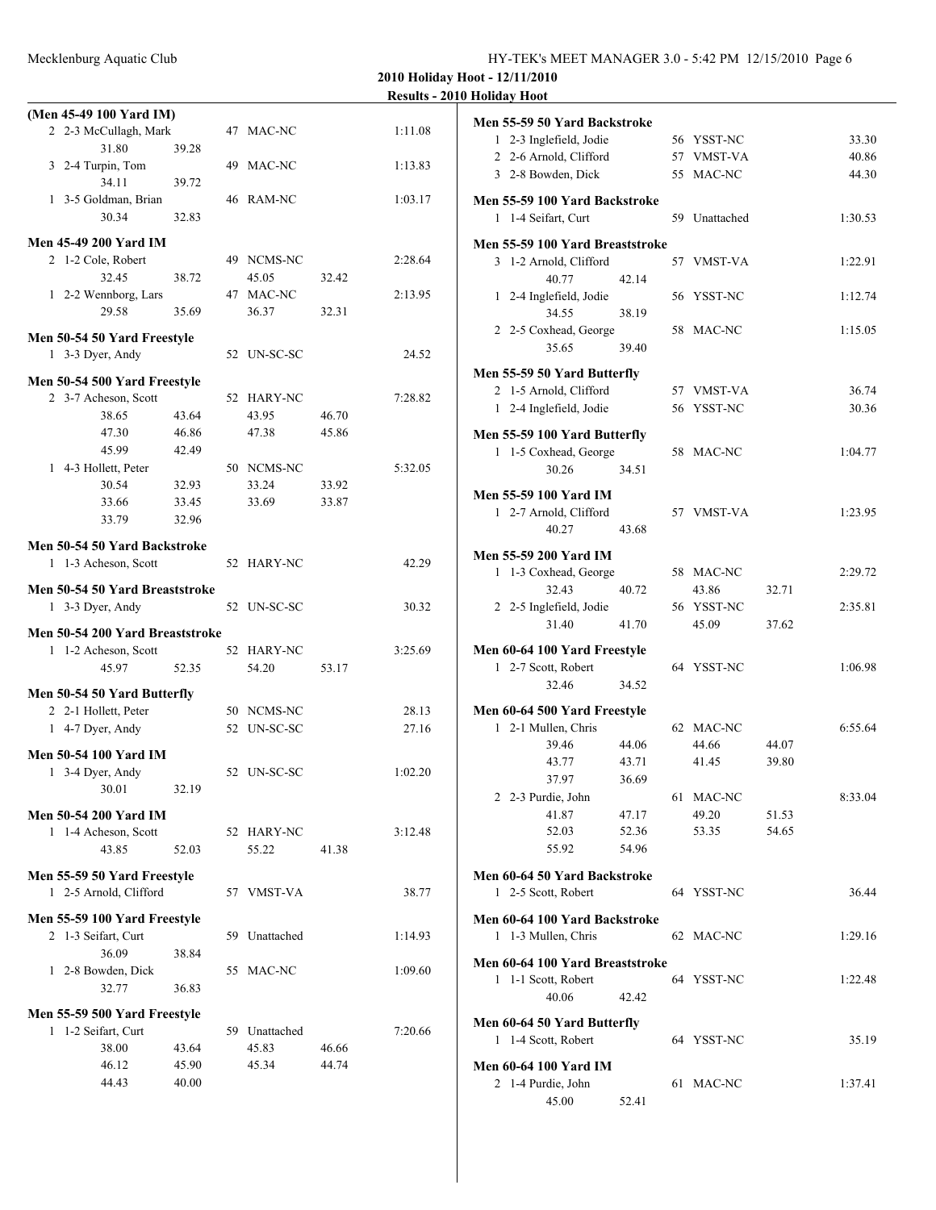**2010 Holiday Hoot - 12/11/2010**

**Results - 2010 Holiday Hoot**

**(Men 45-49 100 Yard IM)**

```
  2  2-3 McCullagh, Mark          47  MAC-NC                1:11.08
         31.80      39.28
  3  2-4 Turpin, Tom              49  MAC-NC                1:13.83
         34.11      39.72
  1  3-5 Goldman, Brian           46  RAM-NC                1:03.17
         30.34      32.83
```

**Men 45-49 200 Yard IM**

```
  2  1-2 Cole, Robert             49  NCMS-NC               2:28.64
         32.45      38.72       45.05      32.42
  1  2-2 Wennborg, Lars           47  MAC-NC                2:13.95
         29.58      35.69       36.37      32.31
```

**Men 50-54 50 Yard Freestyle**

```
  1  3-3 Dyer, Andy               52  UN-SC-SC                24.52
```

**Men 50-54 500 Yard Freestyle**

```
  2  3-7 Acheson, Scott           52  HARY-NC               7:28.82
         38.65      43.64       43.95      46.70
         47.30      46.86       47.38      45.86
         45.99      42.49
  1  4-3 Hollett, Peter           50  NCMS-NC               5:32.05
         30.54      32.93       33.24      33.92
         33.66      33.45       33.69      33.87
         33.79      32.96
```

**Men 50-54 50 Yard Backstroke**

```
  1  1-3 Acheson, Scott           52  HARY-NC                 42.29
```

**Men 50-54 50 Yard Breaststroke**

```
  1  3-3 Dyer, Andy               52  UN-SC-SC                30.32
```

**Men 50-54 200 Yard Breaststroke**

```
  1  1-2 Acheson, Scott           52  HARY-NC               3:25.69
         45.97      52.35       54.20      53.17
```

**Men 50-54 50 Yard Butterfly**

```
  2  2-1 Hollett, Peter           50  NCMS-NC                 28.13
  1  4-7 Dyer, Andy               52  UN-SC-SC                27.16
```

**Men 50-54 100 Yard IM**

```
  1  3-4 Dyer, Andy               52  UN-SC-SC              1:02.20
         30.01      32.19
```

**Men 50-54 200 Yard IM**

```
  1  1-4 Acheson, Scott           52  HARY-NC               3:12.48
         43.85      52.03       55.22      41.38
```

**Men 55-59 50 Yard Freestyle**

```
  1  2-5 Arnold, Clifford         57  VMST-VA                 38.77
```

**Men 55-59 100 Yard Freestyle**

```
  2  1-3 Seifart, Curt            59  Unattached            1:14.93
         36.09      38.84
  1  2-8 Bowden, Dick             55  MAC-NC                1:09.60
         32.77      36.83
```

**Men 55-59 500 Yard Freestyle**

```
  1  1-2 Seifart, Curt            59  Unattached            7:20.66
         38.00      43.64       45.83      46.66
         46.12      45.90       45.34      44.74
         44.43      40.00
```

**Men 55-59 50 Yard Backstroke**

```
  1  2-3 Inglefield, Jodie        56  YSST-NC                 33.30
  2  2-6 Arnold, Clifford         57  VMST-VA                 40.86
  3  2-8 Bowden, Dick             55  MAC-NC                  44.30
```

**Men 55-59 100 Yard Backstroke**

```
  1  1-4 Seifart, Curt            59  Unattached            1:30.53
```

**Men 55-59 100 Yard Breaststroke**

```
  3  1-2 Arnold, Clifford         57  VMST-VA               1:22.91
         40.77      42.14
  1  2-4 Inglefield, Jodie        56  YSST-NC               1:12.74
         34.55      38.19
  2  2-5 Coxhead, George          58  MAC-NC                1:15.05
         35.65      39.40
```

**Men 55-59 50 Yard Butterfly**

```
  2  1-5 Arnold, Clifford         57  VMST-VA                 36.74
  1  2-4 Inglefield, Jodie        56  YSST-NC                 30.36
```

**Men 55-59 100 Yard Butterfly**

```
  1  1-5 Coxhead, George          58  MAC-NC                1:04.77
         30.26      34.51
```

**Men 55-59 100 Yard IM**

```
  1  2-7 Arnold, Clifford         57  VMST-VA               1:23.95
         40.27      43.68
```

**Men 55-59 200 Yard IM**

```
  1  1-3 Coxhead, George          58  MAC-NC                2:29.72
         32.43      40.72       43.86      32.71
  2  2-5 Inglefield, Jodie        56  YSST-NC               2:35.81
         31.40      41.70       45.09      37.62
```

**Men 60-64 100 Yard Freestyle**

```
  1  2-7 Scott, Robert            64  YSST-NC               1:06.98
         32.46      34.52
```

**Men 60-64 500 Yard Freestyle**

```
  1  2-1 Mullen, Chris            62  MAC-NC                6:55.64
         39.46      44.06       44.66      44.07
         43.77      43.71       41.45      39.80
         37.97      36.69
  2  2-3 Purdie, John             61  MAC-NC                8:33.04
         41.87      47.17       49.20      51.53
         52.03      52.36       53.35      54.65
         55.92      54.96
```

**Men 60-64 50 Yard Backstroke**

```
  1  2-5 Scott, Robert            64  YSST-NC                 36.44
```

**Men 60-64 100 Yard Backstroke**

```
  1  1-3 Mullen, Chris            62  MAC-NC                1:29.16
```

**Men 60-64 100 Yard Breaststroke**

```
  1  1-1 Scott, Robert            64  YSST-NC               1:22.48
         40.06      42.42
```

**Men 60-64 50 Yard Butterfly**

```
  1  1-4 Scott, Robert            64  YSST-NC                 35.19
```

**Men 60-64 100 Yard IM**

```
  2  1-4 Purdie, John             61  MAC-NC                1:37.41
         45.00      52.41
```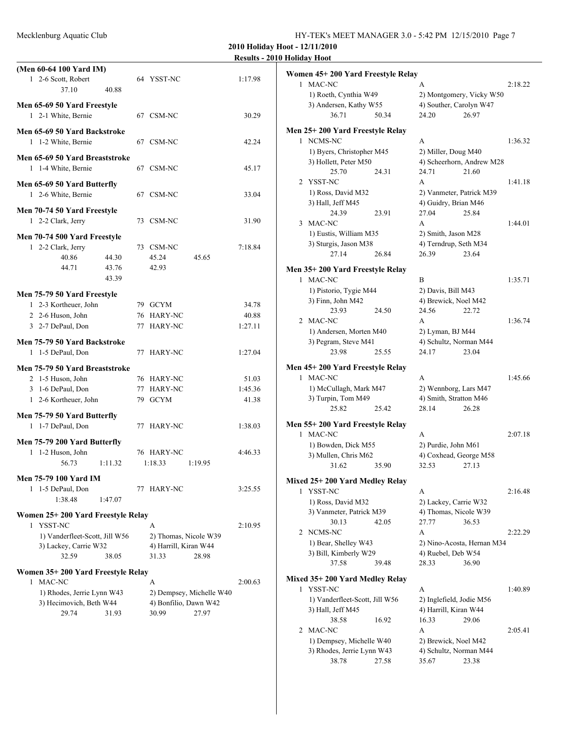**2010 Holiday Hoot - 12/11/2010**

**Results - 2010 Holiday Hoot**

### (Men 60-64 100 Yard IM)

```
 1 2-6 Scott, Robert          64 YSST-NC                1:17.98
        37.10      40.88
```

### Men 65-69 50 Yard Freestyle

```
 1 2-1 White, Bernie          67 CSM-NC                   30.29
```

### Men 65-69 50 Yard Backstroke

```
 1 1-2 White, Bernie          67 CSM-NC                   42.24
```

### Men 65-69 50 Yard Breaststroke

```
 1 1-4 White, Bernie          67 CSM-NC                   45.17
```

### Men 65-69 50 Yard Butterfly

```
 1 2-6 White, Bernie          67 CSM-NC                   33.04
```

### Men 70-74 50 Yard Freestyle

```
 1 2-2 Clark, Jerry           73 CSM-NC                   31.90
```

### Men 70-74 500 Yard Freestyle

```
 1 2-2 Clark, Jerry           73 CSM-NC                 7:18.84
        40.86      44.30       45.24      45.65
        44.71      43.76       42.93
                   43.39
```

### Men 75-79 50 Yard Freestyle

```
 1 2-3 Kortheuer, John        79 GCYM                     34.78
 2 2-6 Huson, John            76 HARY-NC                  40.88
 3 2-7 DePaul, Don            77 HARY-NC                1:27.11
```

### Men 75-79 50 Yard Backstroke

```
 1 1-5 DePaul, Don            77 HARY-NC                1:27.04
```

### Men 75-79 50 Yard Breaststroke

```
 2 1-5 Huson, John            76 HARY-NC                  51.03
 3 1-6 DePaul, Don            77 HARY-NC                1:45.36
 1 2-6 Kortheuer, John        79 GCYM                     41.38
```

### Men 75-79 50 Yard Butterfly

```
 1 1-7 DePaul, Don            77 HARY-NC                1:38.03
```

### Men 75-79 200 Yard Butterfly

```
 1 1-2 Huson, John            76 HARY-NC                4:46.33
        56.73    1:11.32     1:18.33    1:19.95
```

### Men 75-79 100 Yard IM

```
 1 1-5 DePaul, Don            77 HARY-NC                3:25.55
      1:38.48    1:47.07
```

### Women 25+ 200 Yard Freestyle Relay

```
 1 YSST-NC                       A                      2:10.95
    1) Vanderfleet-Scott, Jill W56   2) Thomas, Nicole W39
    3) Lackey, Carrie W32            4) Harrill, Kiran W44
        32.59      38.05       31.33      28.98
```

### Women 35+ 200 Yard Freestyle Relay

```
 1 MAC-NC                        A                      2:00.63
    1) Rhodes, Jerrie Lynn W43       2) Dempsey, Michelle W40
    3) Hecimovich, Beth W44          4) Bonfilio, Dawn W42
        29.74      31.93       30.99      27.97
```

### Women 45+ 200 Yard Freestyle Relay

```
 1 MAC-NC                        A                      2:18.22
    1) Roeth, Cynthia W49            2) Montgomery, Vicky W50
    3) Andersen, Kathy W55           4) Souther, Carolyn W47
        36.71      50.34       24.20      26.97
```

### Men 25+ 200 Yard Freestyle Relay

```
 1 NCMS-NC                       A                      1:36.32
    1) Byers, Christopher M45        2) Miller, Doug M40
    3) Hollett, Peter M50            4) Scheerhorn, Andrew M28
        25.70      24.31       24.71      21.60
 2 YSST-NC                       A                      1:41.18
    1) Ross, David M32               2) Vanmeter, Patrick M39
    3) Hall, Jeff M45                4) Guidry, Brian M46
        24.39      23.91       27.04      25.84
 3 MAC-NC                        A                      1:44.01
    1) Eustis, William M35           2) Smith, Jason M28
    3) Sturgis, Jason M38            4) Terndrup, Seth M34
        27.14      26.84       26.39      23.64
```

### Men 35+ 200 Yard Freestyle Relay

```
 1 MAC-NC                        B                      1:35.71
    1) Pistorio, Tygie M44           2) Davis, Bill M43
    3) Finn, John M42                4) Brewick, Noel M42
        23.93      24.50       24.56      22.72
 2 MAC-NC                        A                      1:36.74
    1) Andersen, Morten M40          2) Lyman, BJ M44
    3) Pegram, Steve M41             4) Schultz, Norman M44
        23.98      25.55       24.17      23.04
```

### Men 45+ 200 Yard Freestyle Relay

```
 1 MAC-NC                        A                      1:45.66
    1) McCullagh, Mark M47           2) Wennborg, Lars M47
    3) Turpin, Tom M49               4) Smith, Stratton M46
        25.82      25.42       28.14      26.28
```

### Men 55+ 200 Yard Freestyle Relay

```
 1 MAC-NC                        A                      2:07.18
    1) Bowden, Dick M55              2) Purdie, John M61
    3) Mullen, Chris M62             4) Coxhead, George M58
        31.62      35.90       32.53      27.13
```

### Mixed 25+ 200 Yard Medley Relay

```
 1 YSST-NC                       A                      2:16.48
    1) Ross, David M32               2) Lackey, Carrie W32
    3) Vanmeter, Patrick M39         4) Thomas, Nicole W39
        30.13      42.05       27.77      36.53
 2 NCMS-NC                       A                      2:22.29
    1) Bear, Shelley W43             2) Nino-Acosta, Hernan M34
    3) Bill, Kimberly W29            4) Ruebel, Deb W54
        37.58      39.48       28.33      36.90
```

### Mixed 35+ 200 Yard Medley Relay

```
 1 YSST-NC                       A                      1:40.89
    1) Vanderfleet-Scott, Jill W56   2) Inglefield, Jodie M56
    3) Hall, Jeff M45                4) Harrill, Kiran W44
        38.58      16.92       16.33      29.06
 2 MAC-NC                        A                      2:05.41
    1) Dempsey, Michelle W40         2) Brewick, Noel M42
    3) Rhodes, Jerrie Lynn W43       4) Schultz, Norman M44
        38.78      27.58       35.67      23.38
```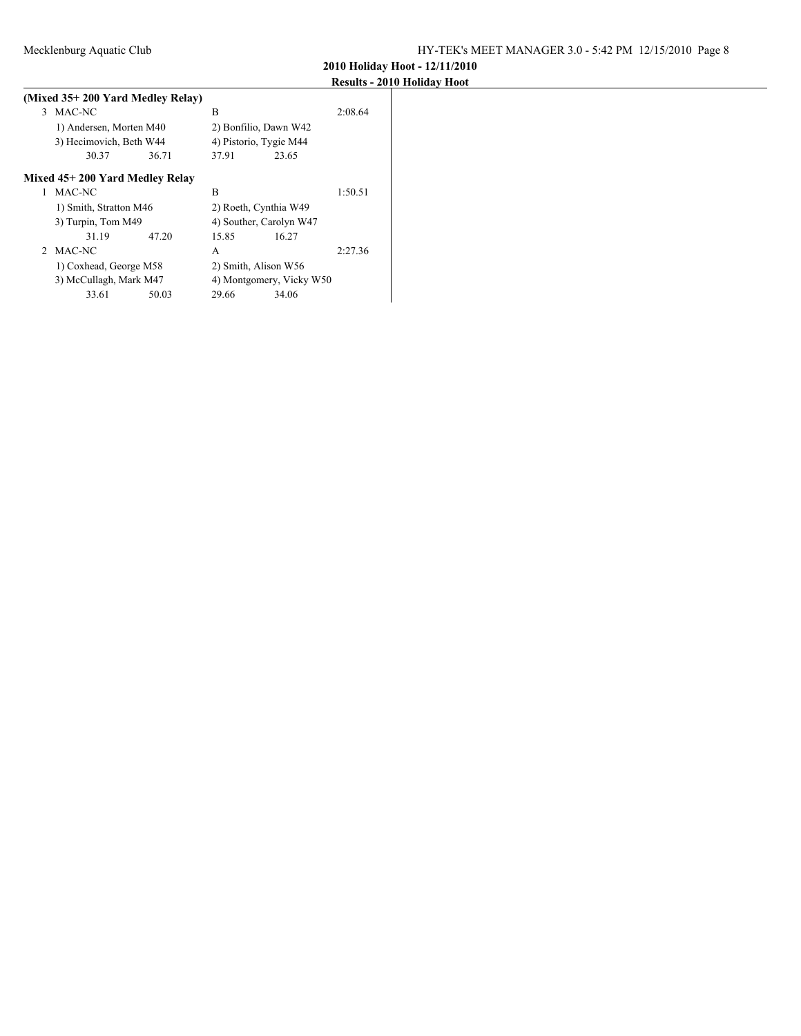**2010 Holiday Hoot - 12/11/2010**

**Results - 2010 Holiday Hoot**

**(Mixed 35+ 200 Yard Medley Relay)**

3 MAC-NC B 2:08.64
1) Andersen, Morten M40 2) Bonfilio, Dawn W42
3) Hecimovich, Beth W44 4) Pistorio, Tygie M44
30.37 36.71 37.91 23.65

**Mixed 45+ 200 Yard Medley Relay**

1 MAC-NC B 1:50.51
1) Smith, Stratton M46 2) Roeth, Cynthia W49
3) Turpin, Tom M49 4) Souther, Carolyn W47
31.19 47.20 15.85 16.27

2 MAC-NC A 2:27.36
1) Coxhead, George M58 2) Smith, Alison W56
3) McCullagh, Mark M47 4) Montgomery, Vicky W50
33.61 50.03 29.66 34.06